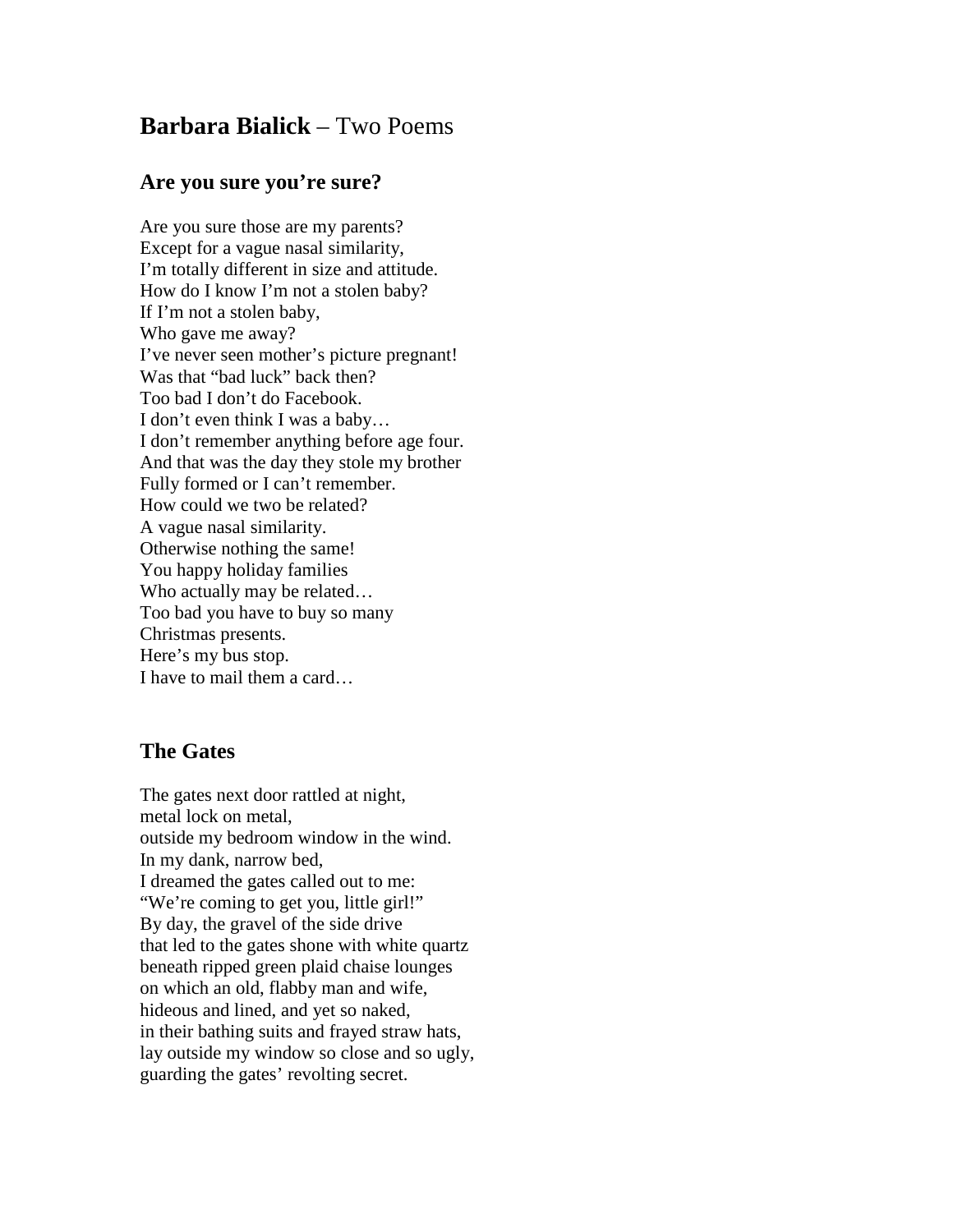# **Barbara Bialick** – Two Poems

## Are you sure you're sure?

Are you sure those are my parents?  
Except for a vague nasal similarity,  
I'm totally different in size and attitude.  
How do I know I'm not a stolen baby?  
If I'm not a stolen baby,  
Who gave me away?  
I've never seen mother's picture pregnant!  
Was that "bad luck" back then?  
Too bad I don't do Facebook.  
I don't even think I was a baby…  
I don't remember anything before age four.  
And that was the day they stole my brother  
Fully formed or I can't remember.  
How could we two be related?  
A vague nasal similarity.  
Otherwise nothing the same!  
You happy holiday families  
Who actually may be related…  
Too bad you have to buy so many  
Christmas presents.  
Here's my bus stop.  
I have to mail them a card…

## The Gates

The gates next door rattled at night,  
metal lock on metal,  
outside my bedroom window in the wind.  
In my dank, narrow bed,  
I dreamed the gates called out to me:  
"We're coming to get you, little girl!"  
By day, the gravel of the side drive  
that led to the gates shone with white quartz  
beneath ripped green plaid chaise lounges  
on which an old, flabby man and wife,  
hideous and lined, and yet so naked,  
in their bathing suits and frayed straw hats,  
lay outside my window so close and so ugly,  
guarding the gates' revolting secret.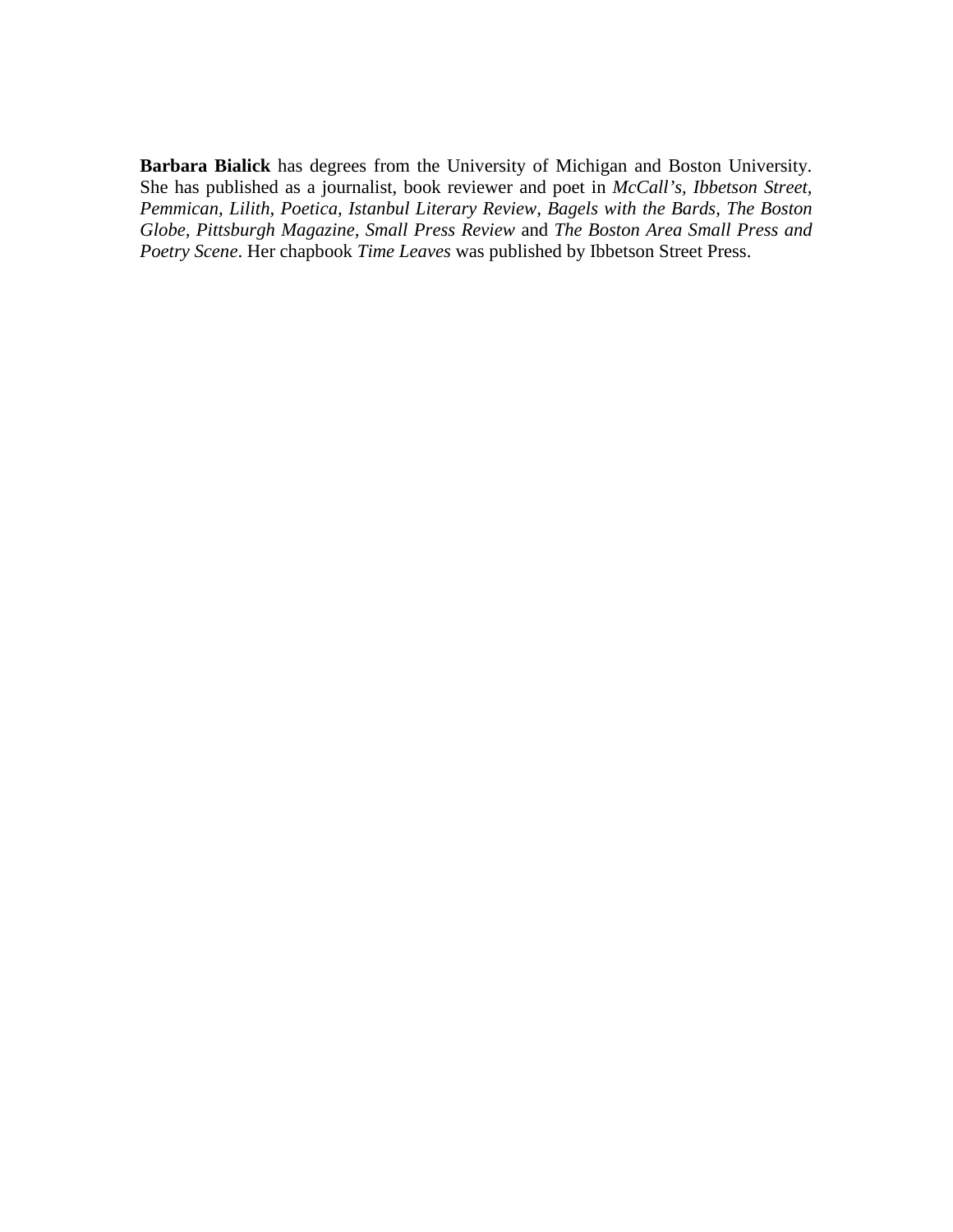**Barbara Bialick** has degrees from the University of Michigan and Boston University. She has published as a journalist, book reviewer and poet in *McCall's, Ibbetson Street, Pemmican, Lilith, Poetica, Istanbul Literary Review, Bagels with the Bards, The Boston Globe, Pittsburgh Magazine, Small Press Review* and *The Boston Area Small Press and Poetry Scene*. Her chapbook *Time Leaves* was published by Ibbetson Street Press.